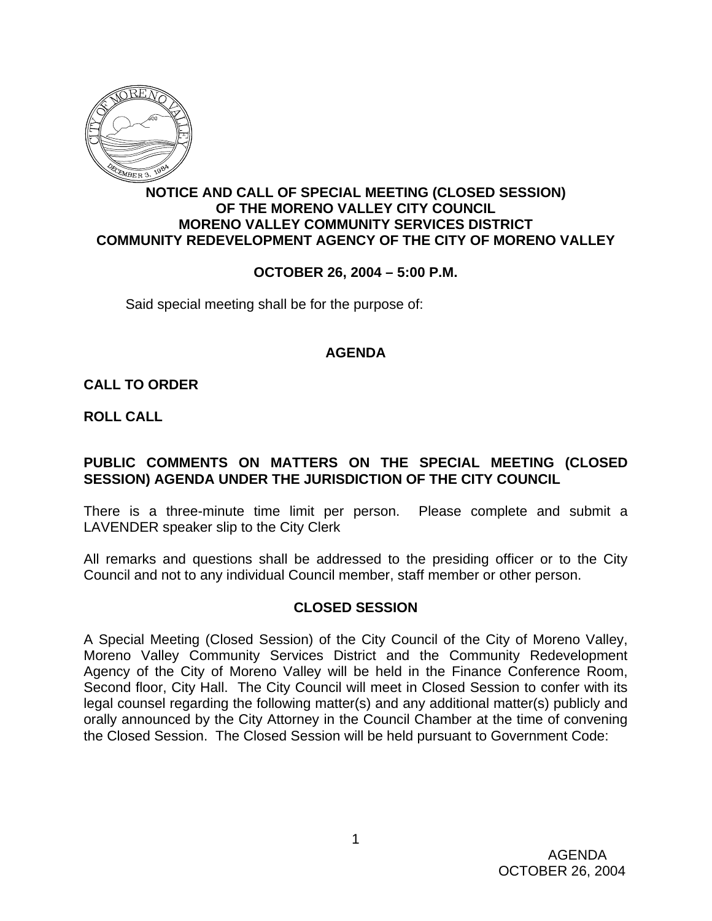# NOTICE AND CALL OF SPECIAL MEETING (CLOSED SESSION) OF THE MORENO VALLEY CITY COUNCIL MORENO VALLEY COMMUNITY SERVICES DISTRICT COMMUNITY REDEVELOPMENT AGENCY OF THE CITY OF MORENO VALLEY

**OCTOBER 26, 2004 – 5:00 P.M.**

Said special meeting shall be for the purpose of:

## AGENDA

**CALL TO ORDER**

**ROLL CALL**

**PUBLIC COMMENTS ON MATTERS ON THE SPECIAL MEETING (CLOSED SESSION) AGENDA UNDER THE JURISDICTION OF THE CITY COUNCIL**

There is a three-minute time limit per person. Please complete and submit a LAVENDER speaker slip to the City Clerk

All remarks and questions shall be addressed to the presiding officer or to the City Council and not to any individual Council member, staff member or other person.

## CLOSED SESSION

A Special Meeting (Closed Session) of the City Council of the City of Moreno Valley, Moreno Valley Community Services District and the Community Redevelopment Agency of the City of Moreno Valley will be held in the Finance Conference Room, Second floor, City Hall. The City Council will meet in Closed Session to confer with its legal counsel regarding the following matter(s) and any additional matter(s) publicly and orally announced by the City Attorney in the Council Chamber at the time of convening the Closed Session. The Closed Session will be held pursuant to Government Code: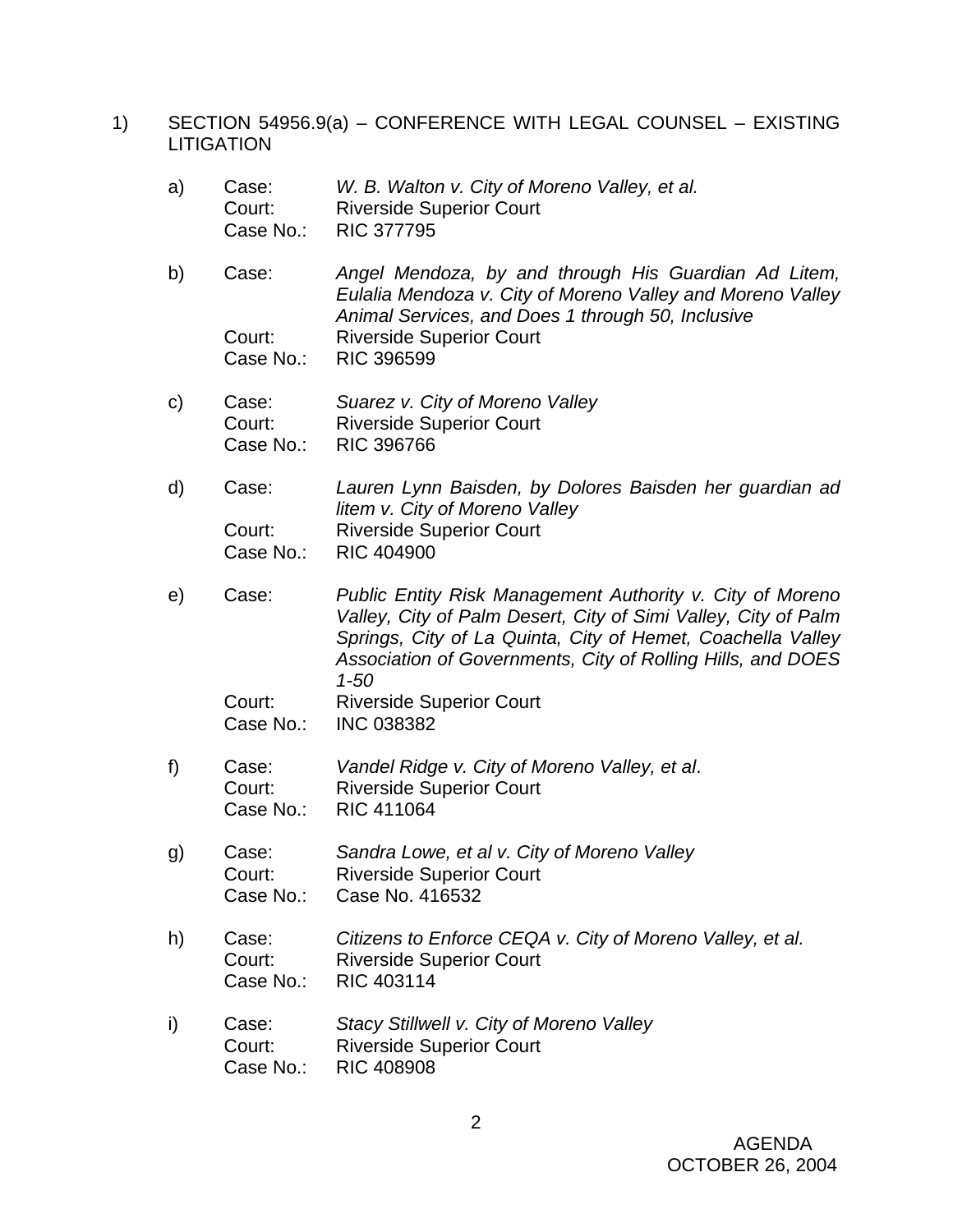1) SECTION 54956.9(a) – CONFERENCE WITH LEGAL COUNSEL – EXISTING LITIGATION

   a) Case: *W. B. Walton v. City of Moreno Valley, et al.*
      Court: Riverside Superior Court
      Case No.: RIC 377795

   b) Case: *Angel Mendoza, by and through His Guardian Ad Litem, Eulalia Mendoza v. City of Moreno Valley and Moreno Valley Animal Services, and Does 1 through 50, Inclusive*
      Court: Riverside Superior Court
      Case No.: RIC 396599

   c) Case: *Suarez v. City of Moreno Valley*
      Court: Riverside Superior Court
      Case No.: RIC 396766

   d) Case: *Lauren Lynn Baisden, by Dolores Baisden her guardian ad litem v. City of Moreno Valley*
      Court: Riverside Superior Court
      Case No.: RIC 404900

   e) Case: *Public Entity Risk Management Authority v. City of Moreno Valley, City of Palm Desert, City of Simi Valley, City of Palm Springs, City of La Quinta, City of Hemet, Coachella Valley Association of Governments, City of Rolling Hills, and DOES 1-50*
      Court: Riverside Superior Court
      Case No.: INC 038382

   f) Case: *Vandel Ridge v. City of Moreno Valley, et al*.
      Court: Riverside Superior Court
      Case No.: RIC 411064

   g) Case: *Sandra Lowe, et al v. City of Moreno Valley*
      Court: Riverside Superior Court
      Case No.: Case No. 416532

   h) Case: *Citizens to Enforce CEQA v. City of Moreno Valley, et al.*
      Court: Riverside Superior Court
      Case No.: RIC 403114

   i) Case: *Stacy Stillwell v. City of Moreno Valley*
      Court: Riverside Superior Court
      Case No.: RIC 408908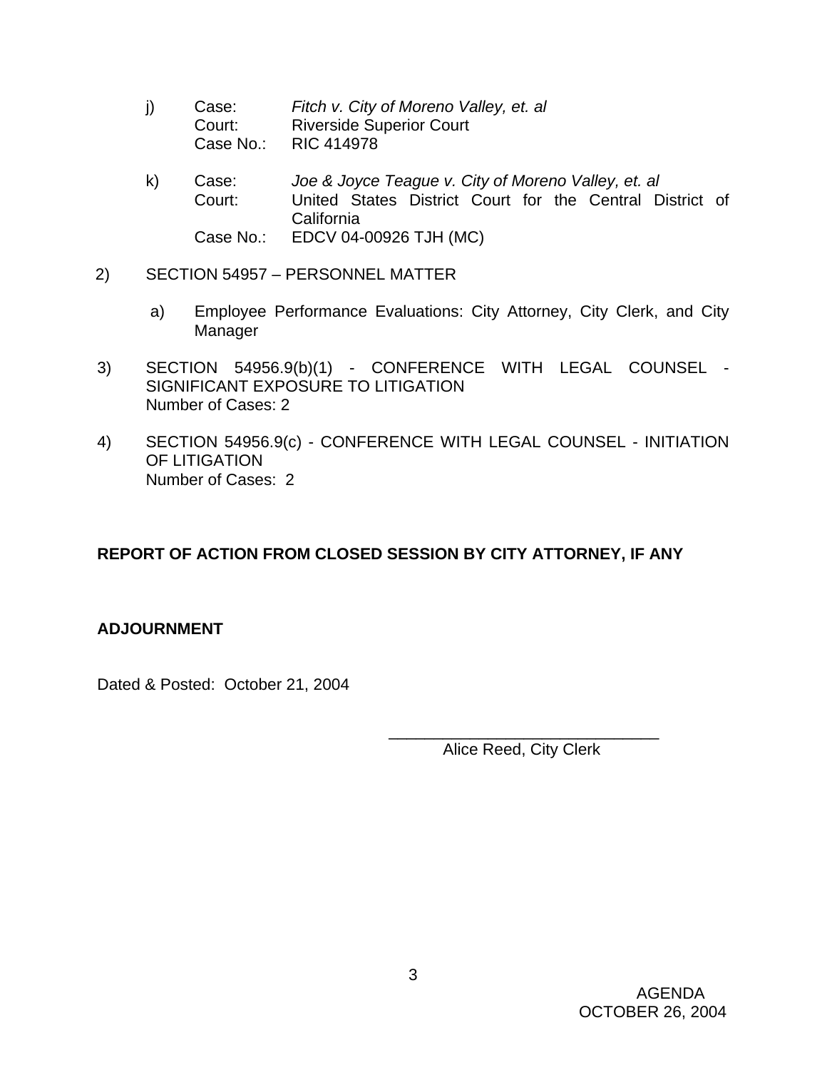j) Case: *Fitch v. City of Moreno Valley, et. al*
Court: Riverside Superior Court
Case No.: RIC 414978

k) Case: *Joe & Joyce Teague v. City of Moreno Valley, et. al*
Court: United States District Court for the Central District of California
Case No.: EDCV 04-00926 TJH (MC)

2) SECTION 54957 – PERSONNEL MATTER

a) Employee Performance Evaluations: City Attorney, City Clerk, and City Manager

3) SECTION 54956.9(b)(1) - CONFERENCE WITH LEGAL COUNSEL - SIGNIFICANT EXPOSURE TO LITIGATION
Number of Cases: 2

4) SECTION 54956.9(c) - CONFERENCE WITH LEGAL COUNSEL - INITIATION OF LITIGATION
Number of Cases: 2

**REPORT OF ACTION FROM CLOSED SESSION BY CITY ATTORNEY, IF ANY**

**ADJOURNMENT**

Dated & Posted: October 21, 2004

_______________________________
Alice Reed, City Clerk